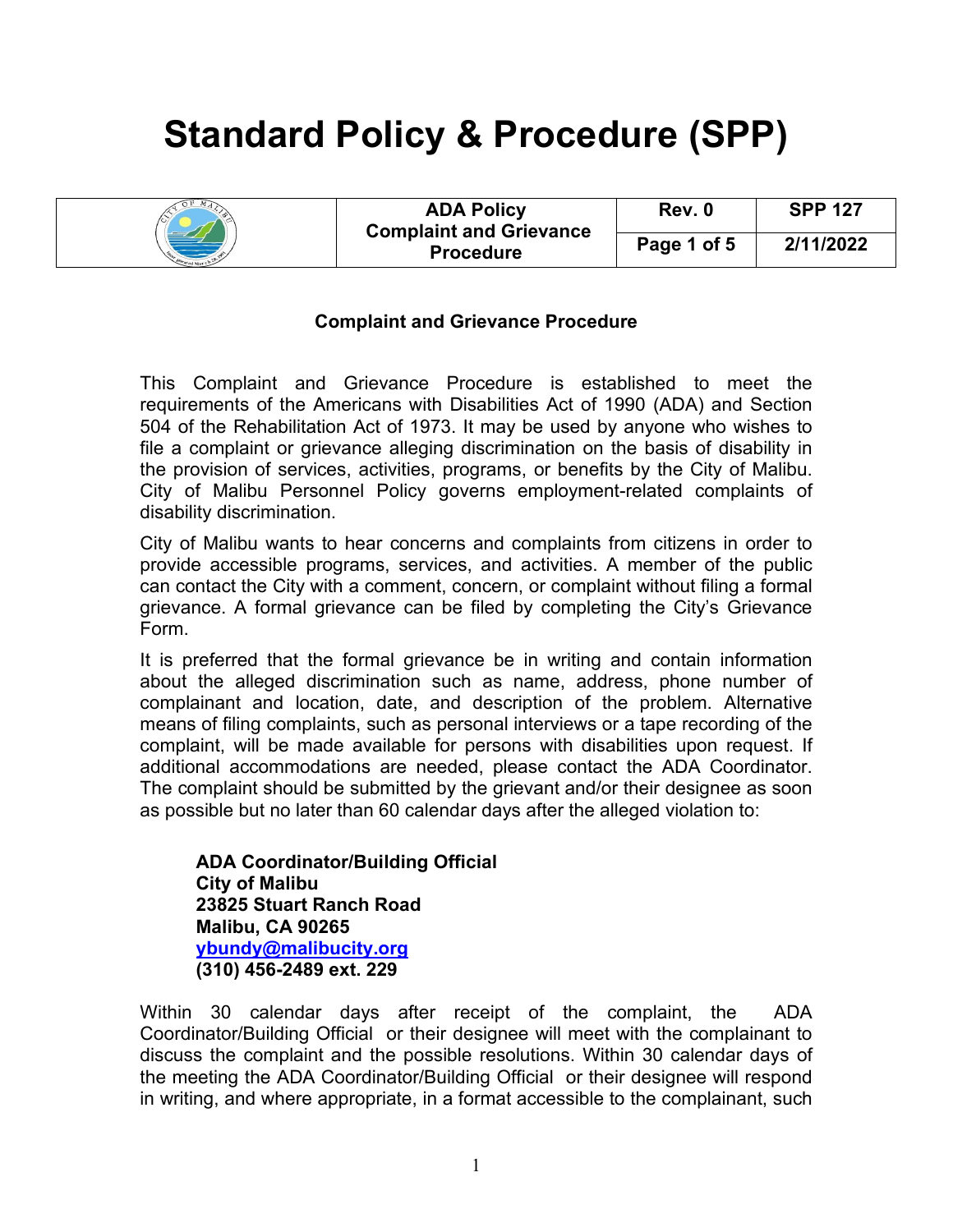# Standard Policy & Procedure (SPP)

| | ADA Policy Complaint and Grievance Procedure | Rev. 0 | SPP 127 |
|---|---|---|---|
| | | Page 1 of 5 | 2/11/2022 |

**Complaint and Grievance Procedure**

This Complaint and Grievance Procedure is established to meet the requirements of the Americans with Disabilities Act of 1990 (ADA) and Section 504 of the Rehabilitation Act of 1973. It may be used by anyone who wishes to file a complaint or grievance alleging discrimination on the basis of disability in the provision of services, activities, programs, or benefits by the City of Malibu. City of Malibu Personnel Policy governs employment-related complaints of disability discrimination.

City of Malibu wants to hear concerns and complaints from citizens in order to provide accessible programs, services, and activities. A member of the public can contact the City with a comment, concern, or complaint without filing a formal grievance. A formal grievance can be filed by completing the City's Grievance Form.

It is preferred that the formal grievance be in writing and contain information about the alleged discrimination such as name, address, phone number of complainant and location, date, and description of the problem. Alternative means of filing complaints, such as personal interviews or a tape recording of the complaint, will be made available for persons with disabilities upon request. If additional accommodations are needed, please contact the ADA Coordinator. The complaint should be submitted by the grievant and/or their designee as soon as possible but no later than 60 calendar days after the alleged violation to:

**ADA Coordinator/Building Official**
**City of Malibu**
**23825 Stuart Ranch Road**
**Malibu, CA 90265**
**ybundy@malibucity.org**
**(310) 456-2489 ext. 229**

Within 30 calendar days after receipt of the complaint, the ADA Coordinator/Building Official or their designee will meet with the complainant to discuss the complaint and the possible resolutions. Within 30 calendar days of the meeting the ADA Coordinator/Building Official or their designee will respond in writing, and where appropriate, in a format accessible to the complainant, such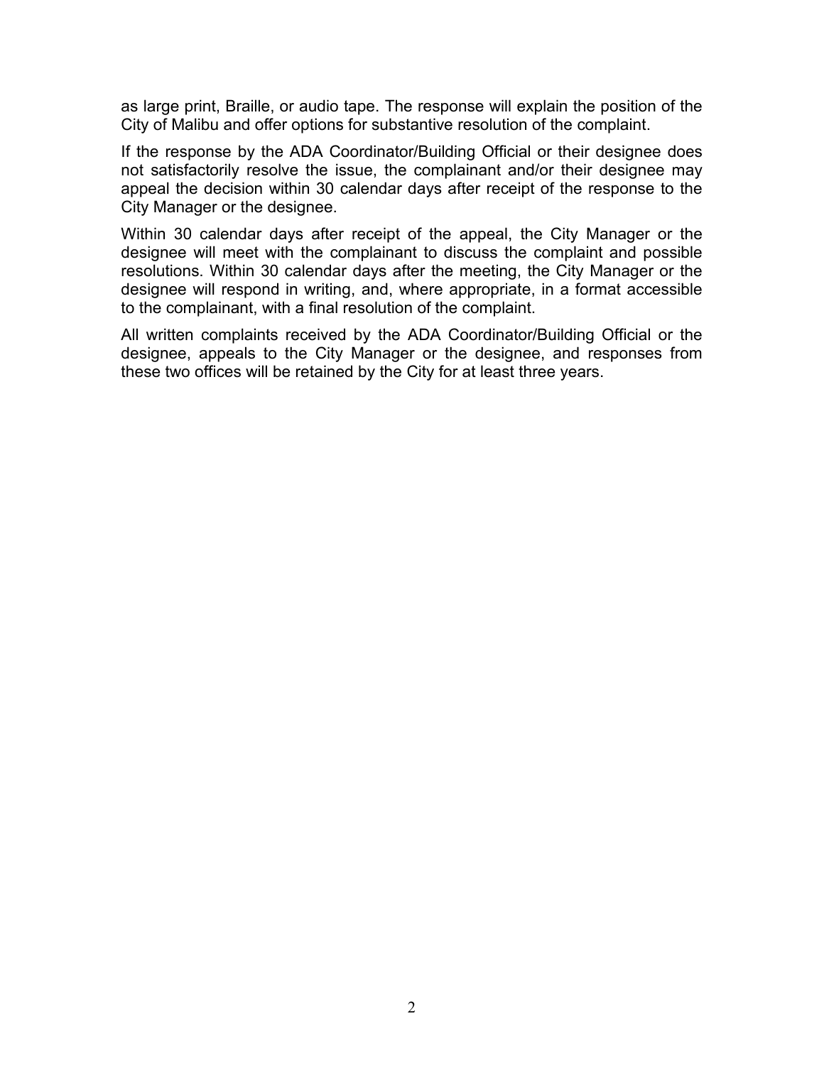as large print, Braille, or audio tape. The response will explain the position of the City of Malibu and offer options for substantive resolution of the complaint.

If the response by the ADA Coordinator/Building Official or their designee does not satisfactorily resolve the issue, the complainant and/or their designee may appeal the decision within 30 calendar days after receipt of the response to the City Manager or the designee.

Within 30 calendar days after receipt of the appeal, the City Manager or the designee will meet with the complainant to discuss the complaint and possible resolutions. Within 30 calendar days after the meeting, the City Manager or the designee will respond in writing, and, where appropriate, in a format accessible to the complainant, with a final resolution of the complaint.

All written complaints received by the ADA Coordinator/Building Official or the designee, appeals to the City Manager or the designee, and responses from these two offices will be retained by the City for at least three years.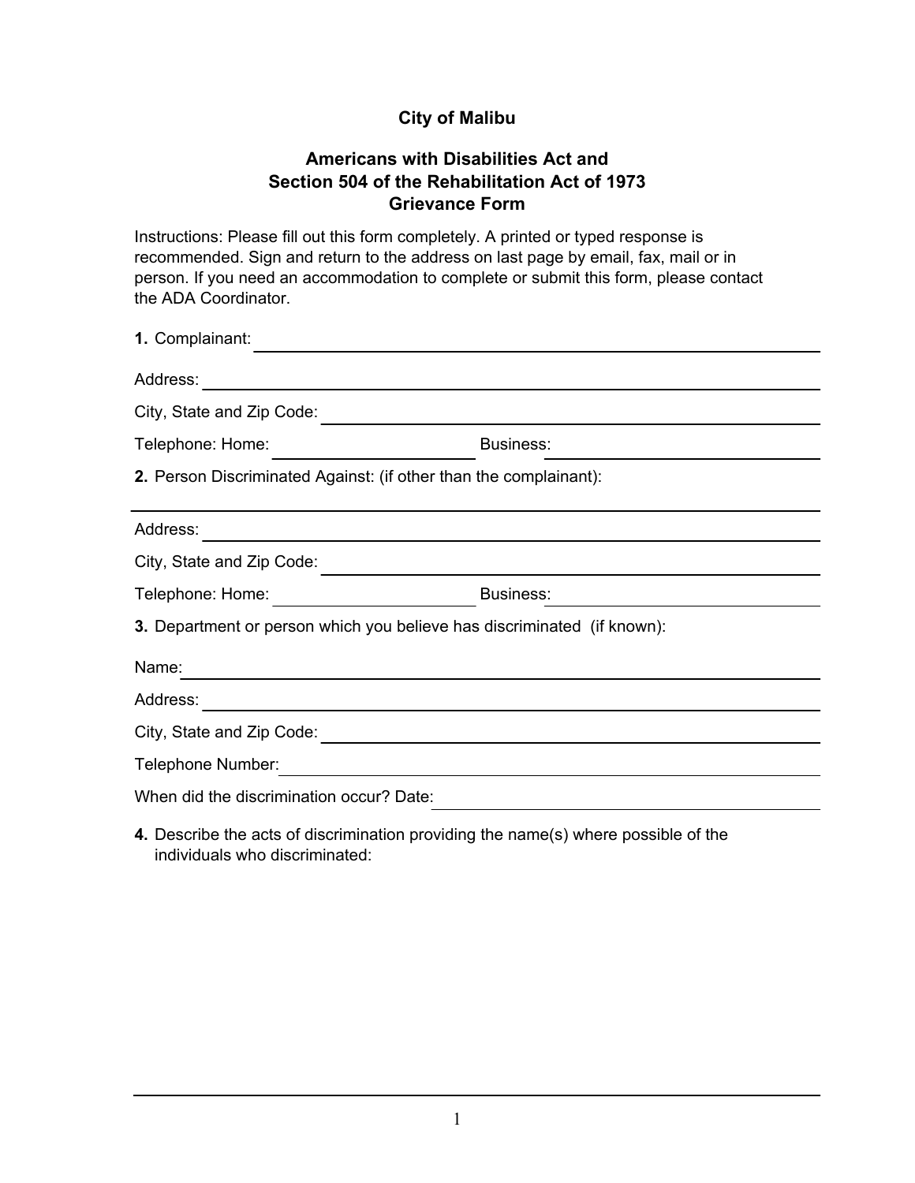**City of Malibu**

**Americans with Disabilities Act and Section 504 of the Rehabilitation Act of 1973 Grievance Form**

Instructions: Please fill out this form completely. A printed or typed response is recommended. Sign and return to the address on last page by email, fax, mail or in person. If you need an accommodation to complete or submit this form, please contact the ADA Coordinator.

**1.** Complainant: ______________________________

Address: ______________________________

City, State and Zip Code: ______________________________

Telephone: Home: ______________ Business: ______________

**2.** Person Discriminated Against: (if other than the complainant):

______________________________

Address: ______________________________

City, State and Zip Code: ______________________________

Telephone: Home: ______________ Business: ______________

**3.** Department or person which you believe has discriminated (if known):

Name: ______________________________

Address: ______________________________

City, State and Zip Code: ______________________________

Telephone Number: ______________________________

When did the discrimination occur? Date: ______________________________

**4.** Describe the acts of discrimination providing the name(s) where possible of the individuals who discriminated: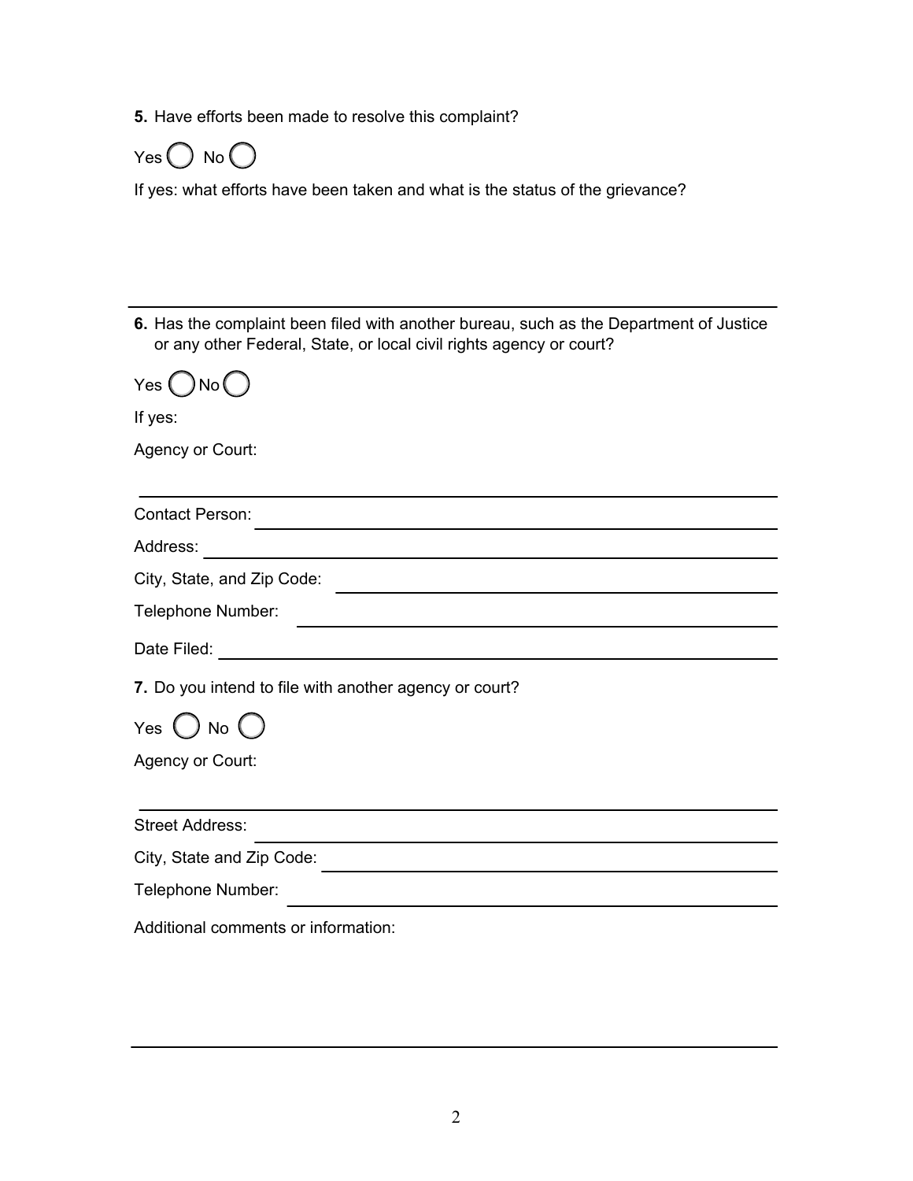**5.** Have efforts been made to resolve this complaint?

Yes ◯ No ◯

If yes: what efforts have been taken and what is the status of the grievance?

---

**6.** Has the complaint been filed with another bureau, such as the Department of Justice or any other Federal, State, or local civil rights agency or court?

Yes ◯ No ◯

If yes:

Agency or Court: ______________________________

Contact Person: ______________________________

Address: ______________________________

City, State, and Zip Code: ______________________________

Telephone Number: ______________________________

Date Filed: ______________________________

**7.** Do you intend to file with another agency or court?

Yes ◯ No ◯

Agency or Court: ______________________________

Street Address: ______________________________

City, State and Zip Code: ______________________________

Telephone Number: ______________________________

Additional comments or information:

---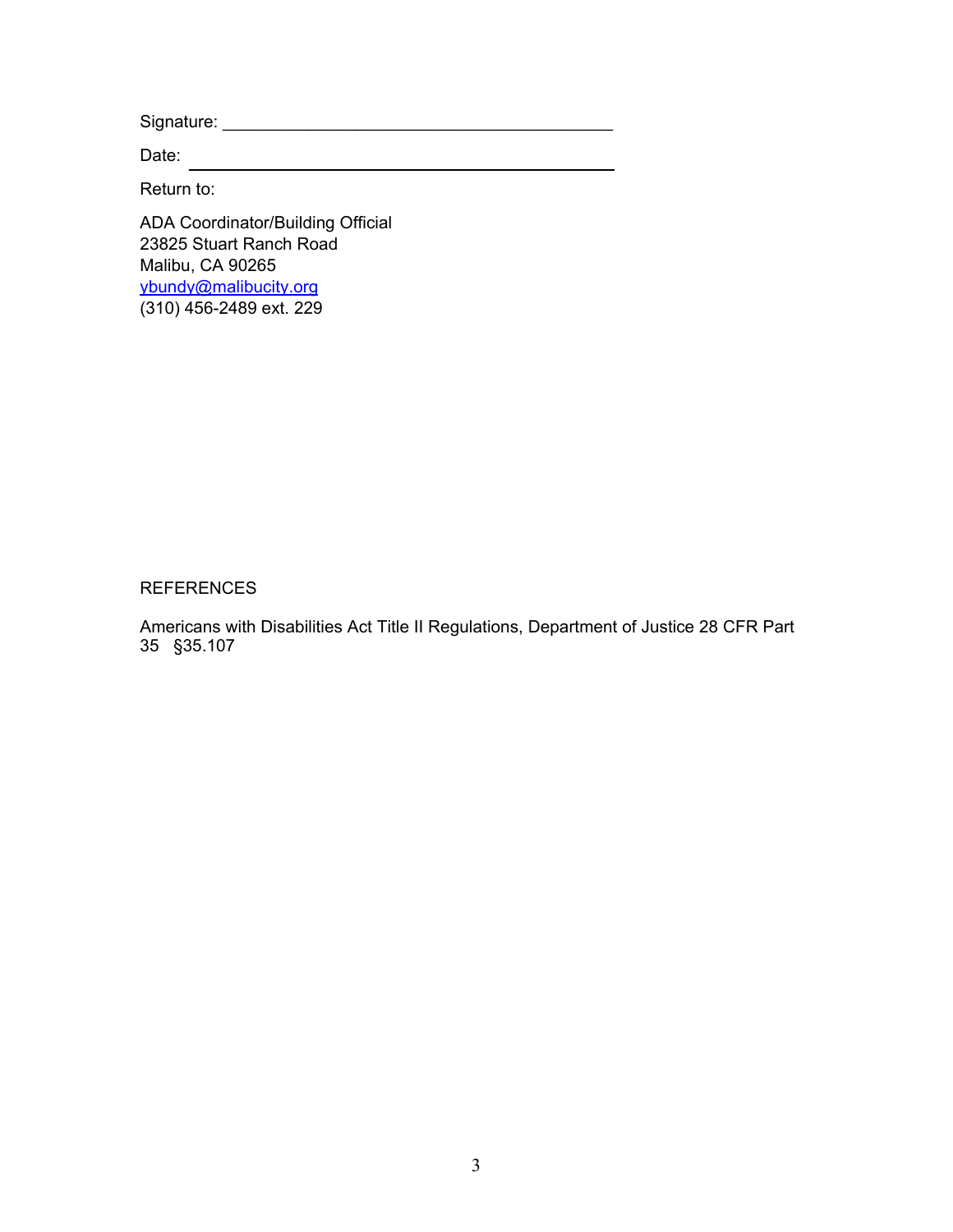Signature: ________________________________________

Date: ________________________________________

Return to:

ADA Coordinator/Building Official
23825 Stuart Ranch Road
Malibu, CA 90265
ybundy@malibucity.org
(310) 456-2489 ext. 229

REFERENCES

Americans with Disabilities Act Title II Regulations, Department of Justice 28 CFR Part 35 §35.107